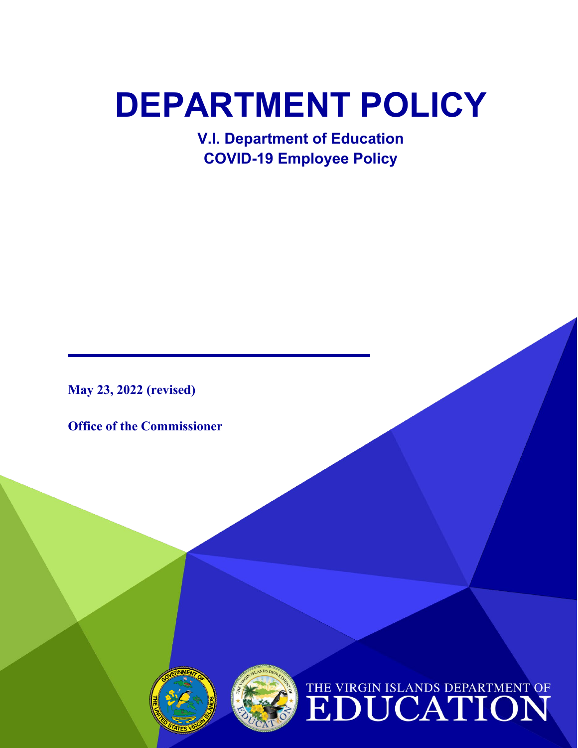# DEPARTMENT POLICY

**V.I. Department of Education**
**COVID-19 Employee Policy**

**May 23, 2022 (revised)**

**Office of the Commissioner**

THE VIRGIN ISLANDS DEPARTMENT OF EDUCATION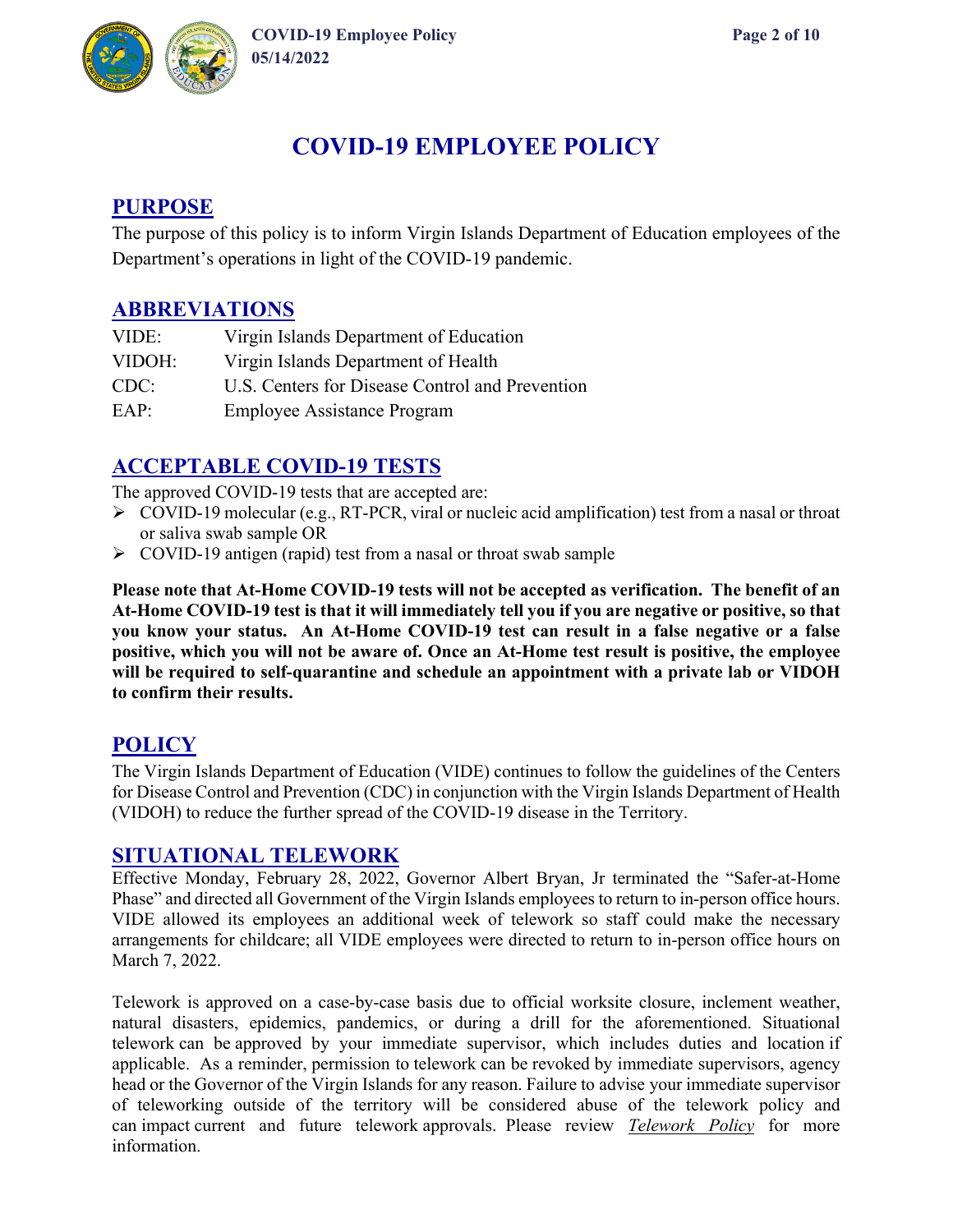# COVID-19 EMPLOYEE POLICY

## PURPOSE

The purpose of this policy is to inform Virgin Islands Department of Education employees of the Department's operations in light of the COVID-19 pandemic.

## ABBREVIATIONS

| | |
|---|---|
| VIDE: | Virgin Islands Department of Education |
| VIDOH: | Virgin Islands Department of Health |
| CDC: | U.S. Centers for Disease Control and Prevention |
| EAP: | Employee Assistance Program |

## ACCEPTABLE COVID-19 TESTS

The approved COVID-19 tests that are accepted are:

- COVID-19 molecular (e.g., RT-PCR, viral or nucleic acid amplification) test from a nasal or throat or saliva swab sample OR
- COVID-19 antigen (rapid) test from a nasal or throat swab sample

**Please note that At-Home COVID-19 tests will not be accepted as verification. The benefit of an At-Home COVID-19 test is that it will immediately tell you if you are negative or positive, so that you know your status. An At-Home COVID-19 test can result in a false negative or a false positive, which you will not be aware of. Once an At-Home test result is positive, the employee will be required to self-quarantine and schedule an appointment with a private lab or VIDOH to confirm their results.**

## POLICY

The Virgin Islands Department of Education (VIDE) continues to follow the guidelines of the Centers for Disease Control and Prevention (CDC) in conjunction with the Virgin Islands Department of Health (VIDOH) to reduce the further spread of the COVID-19 disease in the Territory.

## SITUATIONAL TELEWORK

Effective Monday, February 28, 2022, Governor Albert Bryan, Jr terminated the "Safer-at-Home Phase" and directed all Government of the Virgin Islands employees to return to in-person office hours. VIDE allowed its employees an additional week of telework so staff could make the necessary arrangements for childcare; all VIDE employees were directed to return to in-person office hours on March 7, 2022.

Telework is approved on a case-by-case basis due to official worksite closure, inclement weather, natural disasters, epidemics, pandemics, or during a drill for the aforementioned. Situational telework can be approved by your immediate supervisor, which includes duties and location if applicable. As a reminder, permission to telework can be revoked by immediate supervisors, agency head or the Governor of the Virgin Islands for any reason. Failure to advise your immediate supervisor of teleworking outside of the territory will be considered abuse of the telework policy and can impact current and future telework approvals. Please review *Telework Policy* for more information.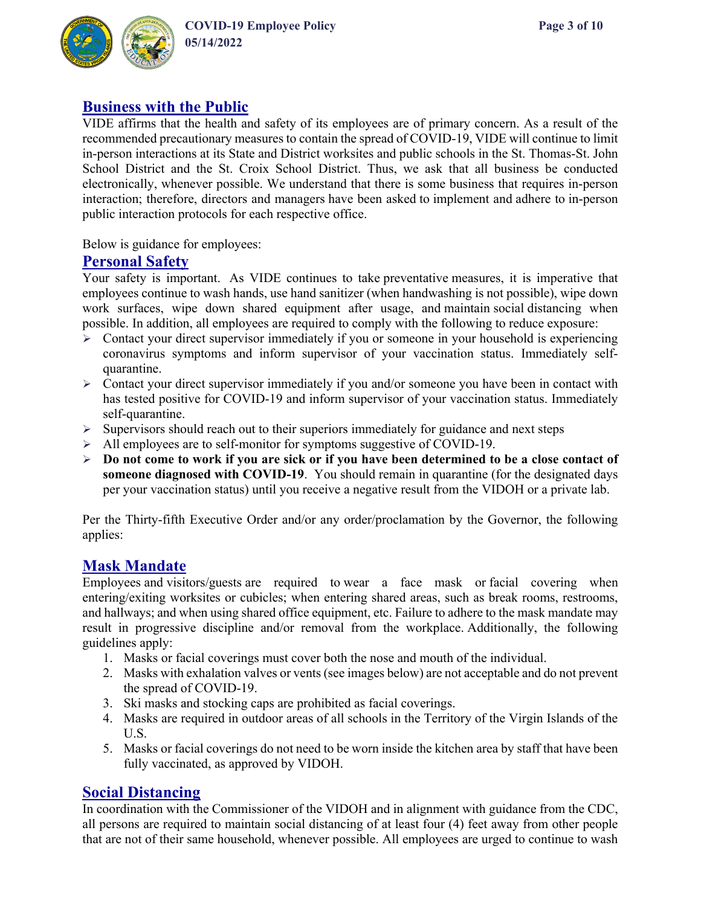## Business with the Public

VIDE affirms that the health and safety of its employees are of primary concern. As a result of the recommended precautionary measures to contain the spread of COVID-19, VIDE will continue to limit in-person interactions at its State and District worksites and public schools in the St. Thomas-St. John School District and the St. Croix School District. Thus, we ask that all business be conducted electronically, whenever possible. We understand that there is some business that requires in-person interaction; therefore, directors and managers have been asked to implement and adhere to in-person public interaction protocols for each respective office.

Below is guidance for employees:

## Personal Safety

Your safety is important. As VIDE continues to take preventative measures, it is imperative that employees continue to wash hands, use hand sanitizer (when handwashing is not possible), wipe down work surfaces, wipe down shared equipment after usage, and maintain social distancing when possible. In addition, all employees are required to comply with the following to reduce exposure:

- Contact your direct supervisor immediately if you or someone in your household is experiencing coronavirus symptoms and inform supervisor of your vaccination status. Immediately self-quarantine.
- Contact your direct supervisor immediately if you and/or someone you have been in contact with has tested positive for COVID-19 and inform supervisor of your vaccination status. Immediately self-quarantine.
- Supervisors should reach out to their superiors immediately for guidance and next steps
- All employees are to self-monitor for symptoms suggestive of COVID-19.
- **Do not come to work if you are sick or if you have been determined to be a close contact of someone diagnosed with COVID-19**. You should remain in quarantine (for the designated days per your vaccination status) until you receive a negative result from the VIDOH or a private lab.

Per the Thirty-fifth Executive Order and/or any order/proclamation by the Governor, the following applies:

## Mask Mandate

Employees and visitors/guests are required to wear a face mask or facial covering when entering/exiting worksites or cubicles; when entering shared areas, such as break rooms, restrooms, and hallways; and when using shared office equipment, etc. Failure to adhere to the mask mandate may result in progressive discipline and/or removal from the workplace. Additionally, the following guidelines apply:

1. Masks or facial coverings must cover both the nose and mouth of the individual.
2. Masks with exhalation valves or vents (see images below) are not acceptable and do not prevent the spread of COVID-19.
3. Ski masks and stocking caps are prohibited as facial coverings.
4. Masks are required in outdoor areas of all schools in the Territory of the Virgin Islands of the U.S.
5. Masks or facial coverings do not need to be worn inside the kitchen area by staff that have been fully vaccinated, as approved by VIDOH.

## Social Distancing

In coordination with the Commissioner of the VIDOH and in alignment with guidance from the CDC, all persons are required to maintain social distancing of at least four (4) feet away from other people that are not of their same household, whenever possible. All employees are urged to continue to wash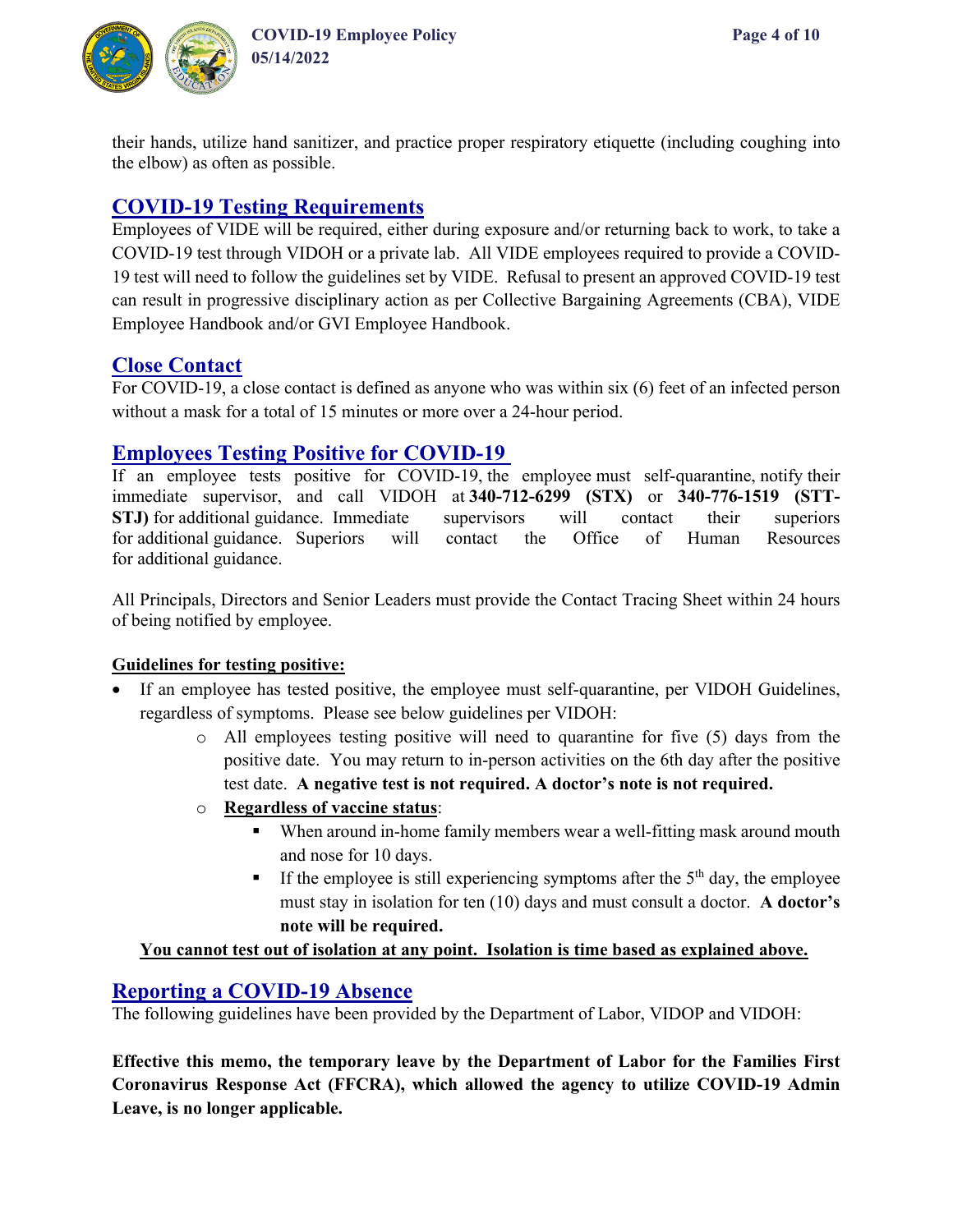their hands, utilize hand sanitizer, and practice proper respiratory etiquette (including coughing into the elbow) as often as possible.

## COVID-19 Testing Requirements

Employees of VIDE will be required, either during exposure and/or returning back to work, to take a COVID-19 test through VIDOH or a private lab. All VIDE employees required to provide a COVID-19 test will need to follow the guidelines set by VIDE. Refusal to present an approved COVID-19 test can result in progressive disciplinary action as per Collective Bargaining Agreements (CBA), VIDE Employee Handbook and/or GVI Employee Handbook.

## Close Contact

For COVID-19, a close contact is defined as anyone who was within six (6) feet of an infected person without a mask for a total of 15 minutes or more over a 24-hour period.

## Employees Testing Positive for COVID-19

If an employee tests positive for COVID-19, the employee must self-quarantine, notify their immediate supervisor, and call VIDOH at **340-712-6299 (STX)** or **340-776-1519 (STT-STJ)** for additional guidance. Immediate supervisors will contact their superiors for additional guidance. Superiors will contact the Office of Human Resources for additional guidance.

All Principals, Directors and Senior Leaders must provide the Contact Tracing Sheet within 24 hours of being notified by employee.

**Guidelines for testing positive:**

- If an employee has tested positive, the employee must self-quarantine, per VIDOH Guidelines, regardless of symptoms. Please see below guidelines per VIDOH:
    - All employees testing positive will need to quarantine for five (5) days from the positive date. You may return to in-person activities on the 6th day after the positive test date. **A negative test is not required. A doctor's note is not required.**
    - **Regardless of vaccine status**:
        - When around in-home family members wear a well-fitting mask around mouth and nose for 10 days.
        - If the employee is still experiencing symptoms after the 5th day, the employee must stay in isolation for ten (10) days and must consult a doctor. **A doctor's note will be required.**

**You cannot test out of isolation at any point. Isolation is time based as explained above.**

## Reporting a COVID-19 Absence

The following guidelines have been provided by the Department of Labor, VIDOP and VIDOH:

**Effective this memo, the temporary leave by the Department of Labor for the Families First Coronavirus Response Act (FFCRA), which allowed the agency to utilize COVID-19 Admin Leave, is no longer applicable.**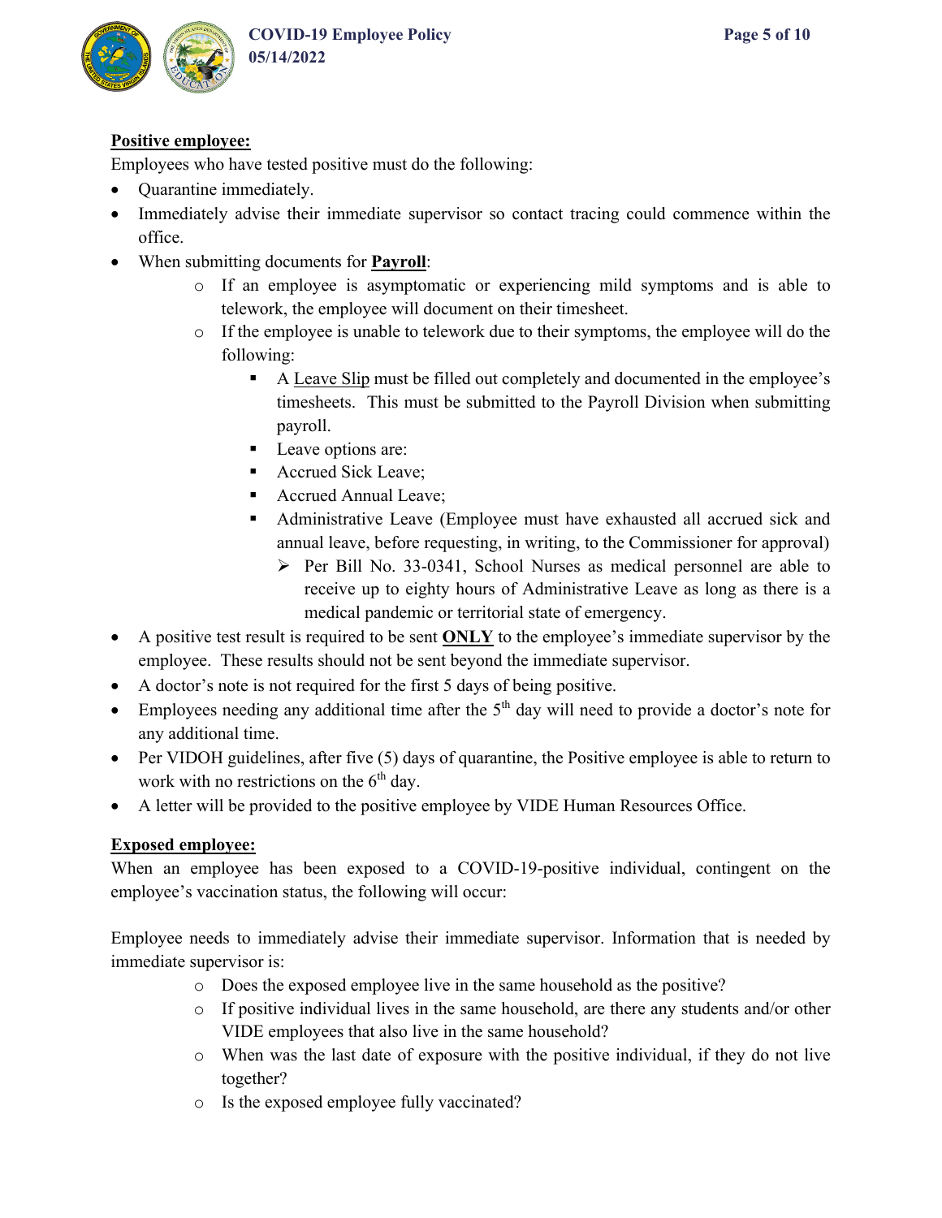**<u>Positive employee:</u>**

Employees who have tested positive must do the following:

- Quarantine immediately.
- Immediately advise their immediate supervisor so contact tracing could commence within the office.
- When submitting documents for **<u>Payroll</u>**:
  - If an employee is asymptomatic or experiencing mild symptoms and is able to telework, the employee will document on their timesheet.
  - If the employee is unable to telework due to their symptoms, the employee will do the following:
    - A <u>Leave Slip</u> must be filled out completely and documented in the employee's timesheets. This must be submitted to the Payroll Division when submitting payroll.
    - Leave options are:
    - Accrued Sick Leave;
    - Accrued Annual Leave;
    - Administrative Leave (Employee must have exhausted all accrued sick and annual leave, before requesting, in writing, to the Commissioner for approval)
      - Per Bill No. 33-0341, School Nurses as medical personnel are able to receive up to eighty hours of Administrative Leave as long as there is a medical pandemic or territorial state of emergency.
- A positive test result is required to be sent **<u>ONLY</u>** to the employee's immediate supervisor by the employee. These results should not be sent beyond the immediate supervisor.
- A doctor's note is not required for the first 5 days of being positive.
- Employees needing any additional time after the 5th day will need to provide a doctor's note for any additional time.
- Per VIDOH guidelines, after five (5) days of quarantine, the Positive employee is able to return to work with no restrictions on the 6th day.
- A letter will be provided to the positive employee by VIDE Human Resources Office.

**<u>Exposed employee:</u>**

When an employee has been exposed to a COVID-19-positive individual, contingent on the employee's vaccination status, the following will occur:

Employee needs to immediately advise their immediate supervisor. Information that is needed by immediate supervisor is:

- Does the exposed employee live in the same household as the positive?
- If positive individual lives in the same household, are there any students and/or other VIDE employees that also live in the same household?
- When was the last date of exposure with the positive individual, if they do not live together?
- Is the exposed employee fully vaccinated?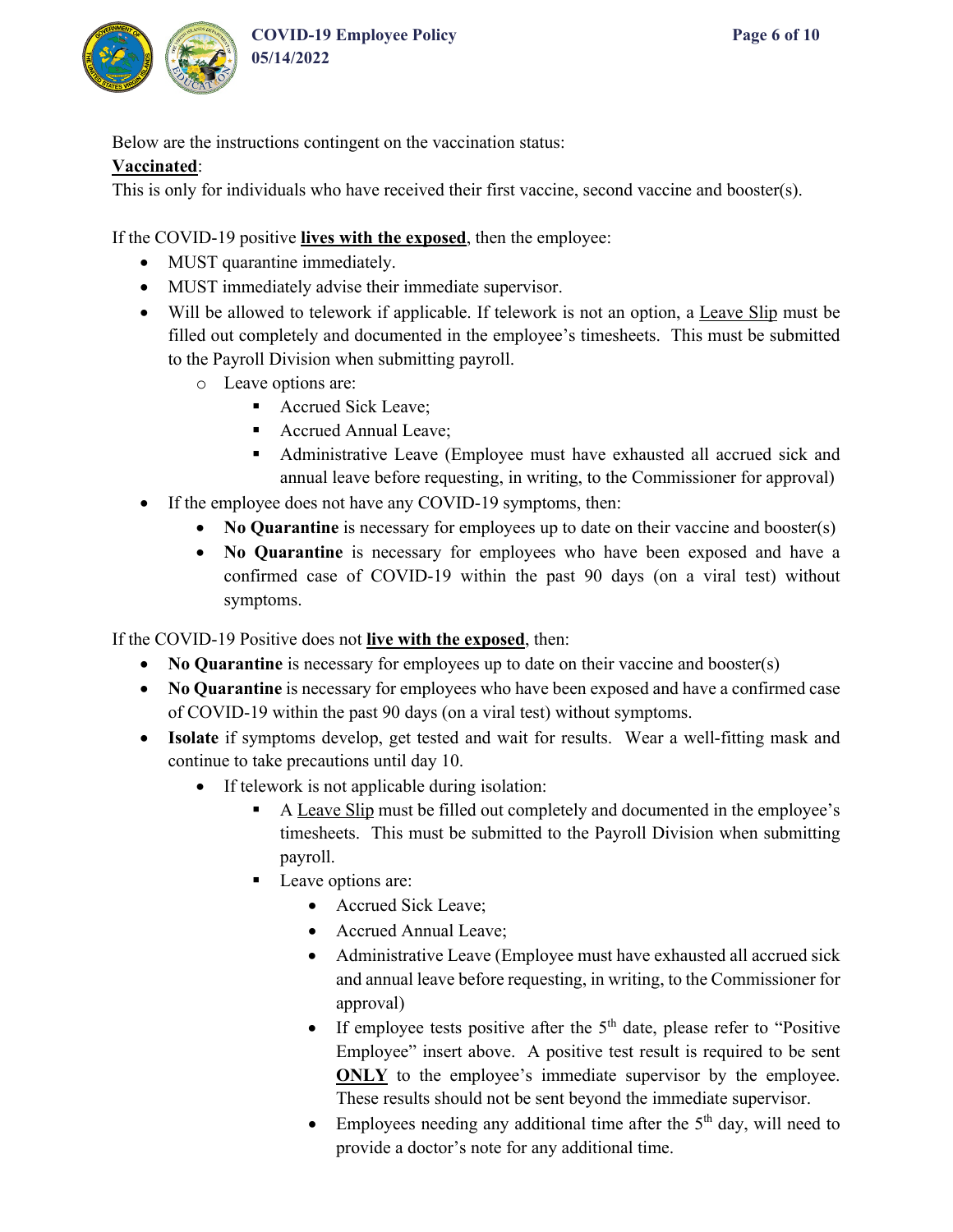Below are the instructions contingent on the vaccination status:

**Vaccinated**:

This is only for individuals who have received their first vaccine, second vaccine and booster(s).

If the COVID-19 positive **lives with the exposed**, then the employee:

- MUST quarantine immediately.
- MUST immediately advise their immediate supervisor.
- Will be allowed to telework if applicable. If telework is not an option, a Leave Slip must be filled out completely and documented in the employee's timesheets. This must be submitted to the Payroll Division when submitting payroll.
  - Leave options are:
    - Accrued Sick Leave;
    - Accrued Annual Leave;
    - Administrative Leave (Employee must have exhausted all accrued sick and annual leave before requesting, in writing, to the Commissioner for approval)
- If the employee does not have any COVID-19 symptoms, then:
  - **No Quarantine** is necessary for employees up to date on their vaccine and booster(s)
  - **No Quarantine** is necessary for employees who have been exposed and have a confirmed case of COVID-19 within the past 90 days (on a viral test) without symptoms.

If the COVID-19 Positive does not **live with the exposed**, then:

- **No Quarantine** is necessary for employees up to date on their vaccine and booster(s)
- **No Quarantine** is necessary for employees who have been exposed and have a confirmed case of COVID-19 within the past 90 days (on a viral test) without symptoms.
- **Isolate** if symptoms develop, get tested and wait for results. Wear a well-fitting mask and continue to take precautions until day 10.
  - If telework is not applicable during isolation:
    - A Leave Slip must be filled out completely and documented in the employee's timesheets. This must be submitted to the Payroll Division when submitting payroll.
    - Leave options are:
      - Accrued Sick Leave;
      - Accrued Annual Leave;
      - Administrative Leave (Employee must have exhausted all accrued sick and annual leave before requesting, in writing, to the Commissioner for approval)
      - If employee tests positive after the 5th date, please refer to "Positive Employee" insert above. A positive test result is required to be sent **ONLY** to the employee's immediate supervisor by the employee. These results should not be sent beyond the immediate supervisor.
      - Employees needing any additional time after the 5th day, will need to provide a doctor's note for any additional time.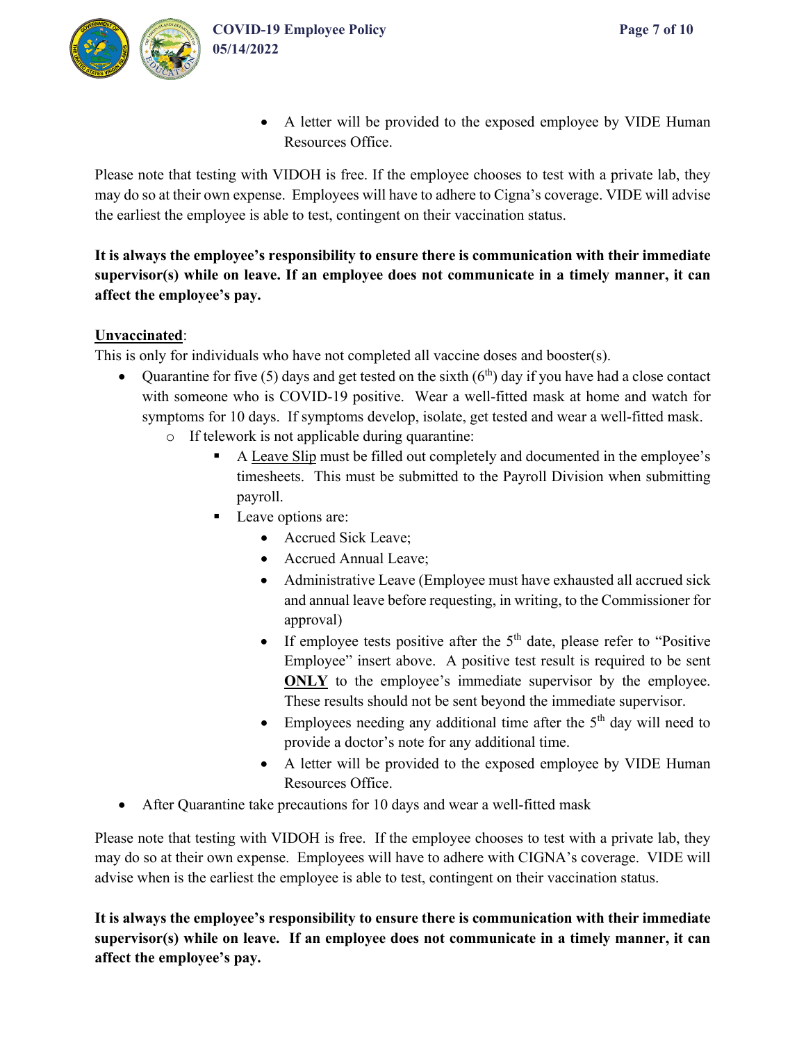- A letter will be provided to the exposed employee by VIDE Human Resources Office.

Please note that testing with VIDOH is free. If the employee chooses to test with a private lab, they may do so at their own expense. Employees will have to adhere to Cigna's coverage. VIDE will advise the earliest the employee is able to test, contingent on their vaccination status.

**It is always the employee's responsibility to ensure there is communication with their immediate supervisor(s) while on leave. If an employee does not communicate in a timely manner, it can affect the employee's pay.**

**<u>Unvaccinated</u>**:
This is only for individuals who have not completed all vaccine doses and booster(s).

- Quarantine for five (5) days and get tested on the sixth (6th) day if you have had a close contact with someone who is COVID-19 positive. Wear a well-fitted mask at home and watch for symptoms for 10 days. If symptoms develop, isolate, get tested and wear a well-fitted mask.
  - If telework is not applicable during quarantine:
    - A <u>Leave Slip</u> must be filled out completely and documented in the employee's timesheets. This must be submitted to the Payroll Division when submitting payroll.
    - Leave options are:
      - Accrued Sick Leave;
      - Accrued Annual Leave;
      - Administrative Leave (Employee must have exhausted all accrued sick and annual leave before requesting, in writing, to the Commissioner for approval)
      - If employee tests positive after the 5th date, please refer to "Positive Employee" insert above. A positive test result is required to be sent **<u>ONLY</u>** to the employee's immediate supervisor by the employee. These results should not be sent beyond the immediate supervisor.
      - Employees needing any additional time after the 5th day will need to provide a doctor's note for any additional time.
      - A letter will be provided to the exposed employee by VIDE Human Resources Office.
- After Quarantine take precautions for 10 days and wear a well-fitted mask

Please note that testing with VIDOH is free. If the employee chooses to test with a private lab, they may do so at their own expense. Employees will have to adhere with CIGNA's coverage. VIDE will advise when is the earliest the employee is able to test, contingent on their vaccination status.

**It is always the employee's responsibility to ensure there is communication with their immediate supervisor(s) while on leave. If an employee does not communicate in a timely manner, it can affect the employee's pay.**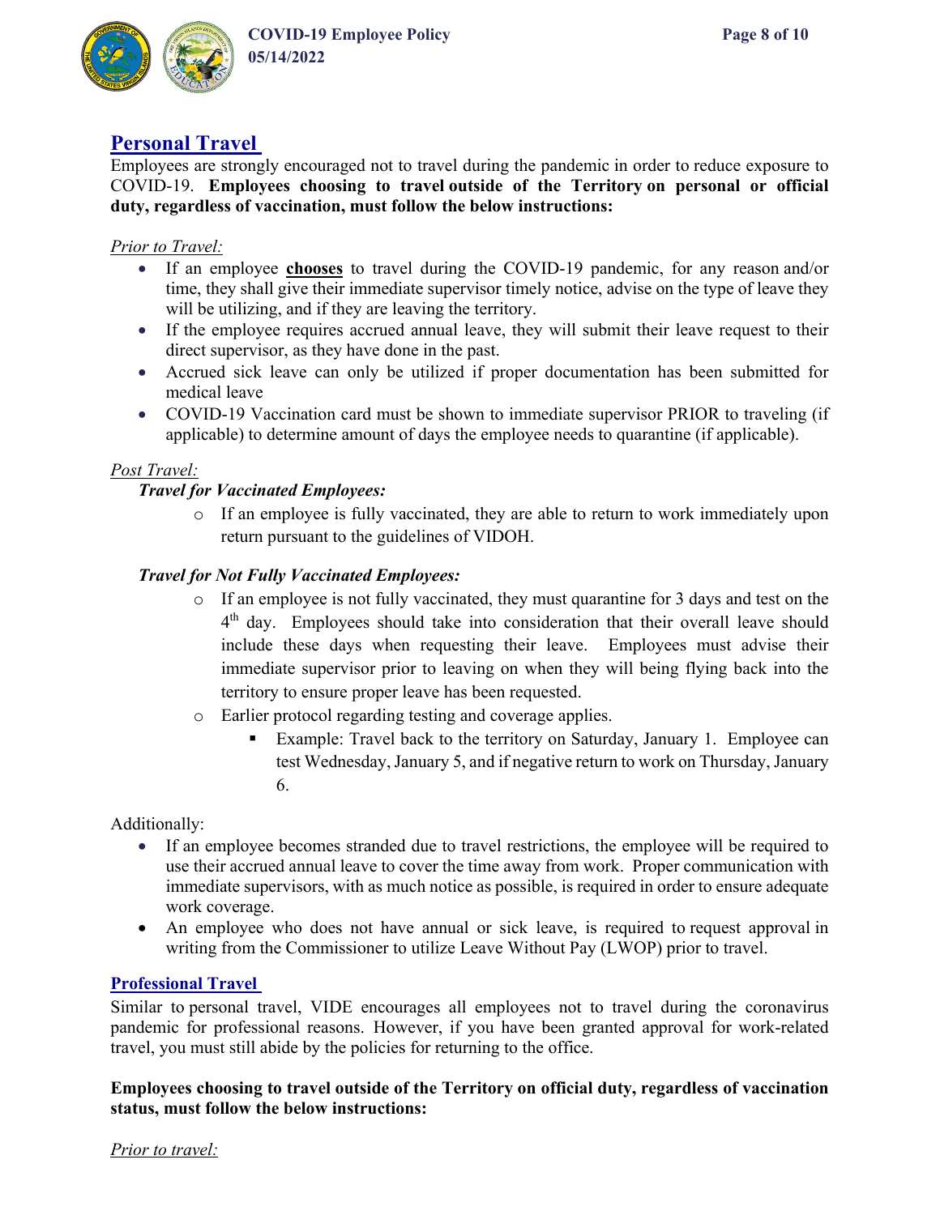## Personal Travel

Employees are strongly encouraged not to travel during the pandemic in order to reduce exposure to COVID-19. **Employees choosing to travel outside of the Territory on personal or official duty, regardless of vaccination, must follow the below instructions:**

*Prior to Travel:*

- If an employee **chooses** to travel during the COVID-19 pandemic, for any reason and/or time, they shall give their immediate supervisor timely notice, advise on the type of leave they will be utilizing, and if they are leaving the territory.
- If the employee requires accrued annual leave, they will submit their leave request to their direct supervisor, as they have done in the past.
- Accrued sick leave can only be utilized if proper documentation has been submitted for medical leave
- COVID-19 Vaccination card must be shown to immediate supervisor PRIOR to traveling (if applicable) to determine amount of days the employee needs to quarantine (if applicable).

*Post Travel:*

***Travel for Vaccinated Employees:***

- If an employee is fully vaccinated, they are able to return to work immediately upon return pursuant to the guidelines of VIDOH.

***Travel for Not Fully Vaccinated Employees:***

- If an employee is not fully vaccinated, they must quarantine for 3 days and test on the 4th day. Employees should take into consideration that their overall leave should include these days when requesting their leave. Employees must advise their immediate supervisor prior to leaving on when they will being flying back into the territory to ensure proper leave has been requested.
- Earlier protocol regarding testing and coverage applies.
  - Example: Travel back to the territory on Saturday, January 1. Employee can test Wednesday, January 5, and if negative return to work on Thursday, January 6.

Additionally:

- If an employee becomes stranded due to travel restrictions, the employee will be required to use their accrued annual leave to cover the time away from work. Proper communication with immediate supervisors, with as much notice as possible, is required in order to ensure adequate work coverage.
- An employee who does not have annual or sick leave, is required to request approval in writing from the Commissioner to utilize Leave Without Pay (LWOP) prior to travel.

## Professional Travel

Similar to personal travel, VIDE encourages all employees not to travel during the coronavirus pandemic for professional reasons. However, if you have been granted approval for work-related travel, you must still abide by the policies for returning to the office.

**Employees choosing to travel outside of the Territory on official duty, regardless of vaccination status, must follow the below instructions:**

*Prior to travel:*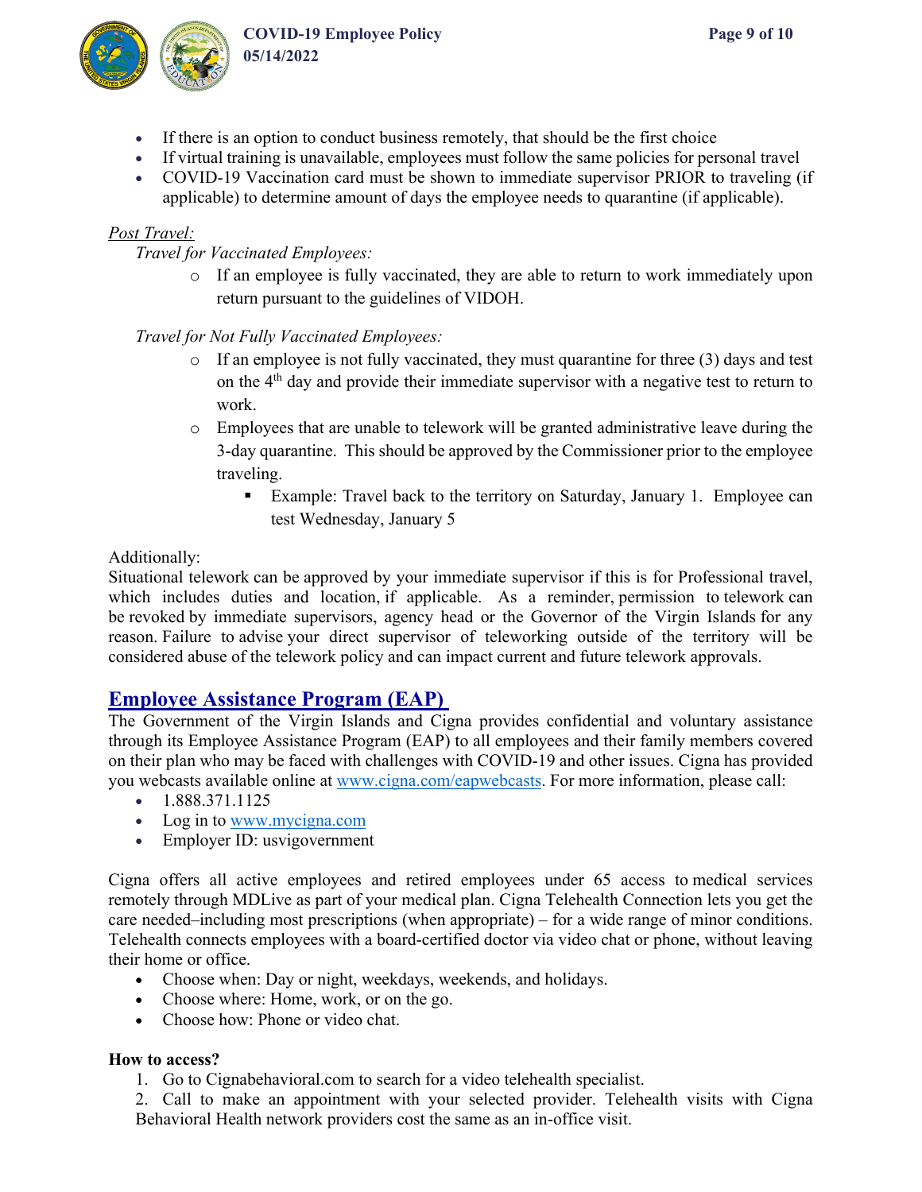- If there is an option to conduct business remotely, that should be the first choice
- If virtual training is unavailable, employees must follow the same policies for personal travel
- COVID-19 Vaccination card must be shown to immediate supervisor PRIOR to traveling (if applicable) to determine amount of days the employee needs to quarantine (if applicable).

*Post Travel:*

*Travel for Vaccinated Employees:*

- If an employee is fully vaccinated, they are able to return to work immediately upon return pursuant to the guidelines of VIDOH.

*Travel for Not Fully Vaccinated Employees:*

- If an employee is not fully vaccinated, they must quarantine for three (3) days and test on the 4th day and provide their immediate supervisor with a negative test to return to work.
- Employees that are unable to telework will be granted administrative leave during the 3-day quarantine. This should be approved by the Commissioner prior to the employee traveling.
  - Example: Travel back to the territory on Saturday, January 1. Employee can test Wednesday, January 5

Additionally:
Situational telework can be approved by your immediate supervisor if this is for Professional travel, which includes duties and location, if applicable. As a reminder, permission to telework can be revoked by immediate supervisors, agency head or the Governor of the Virgin Islands for any reason. Failure to advise your direct supervisor of teleworking outside of the territory will be considered abuse of the telework policy and can impact current and future telework approvals.

## Employee Assistance Program (EAP)

The Government of the Virgin Islands and Cigna provides confidential and voluntary assistance through its Employee Assistance Program (EAP) to all employees and their family members covered on their plan who may be faced with challenges with COVID-19 and other issues. Cigna has provided you webcasts available online at www.cigna.com/eapwebcasts. For more information, please call:

- 1.888.371.1125
- Log in to www.mycigna.com
- Employer ID: usvigovernment

Cigna offers all active employees and retired employees under 65 access to medical services remotely through MDLive as part of your medical plan. Cigna Telehealth Connection lets you get the care needed–including most prescriptions (when appropriate) – for a wide range of minor conditions. Telehealth connects employees with a board-certified doctor via video chat or phone, without leaving their home or office.

- Choose when: Day or night, weekdays, weekends, and holidays.
- Choose where: Home, work, or on the go.
- Choose how: Phone or video chat.

**How to access?**

1. Go to Cignabehavioral.com to search for a video telehealth specialist.
2. Call to make an appointment with your selected provider. Telehealth visits with Cigna Behavioral Health network providers cost the same as an in-office visit.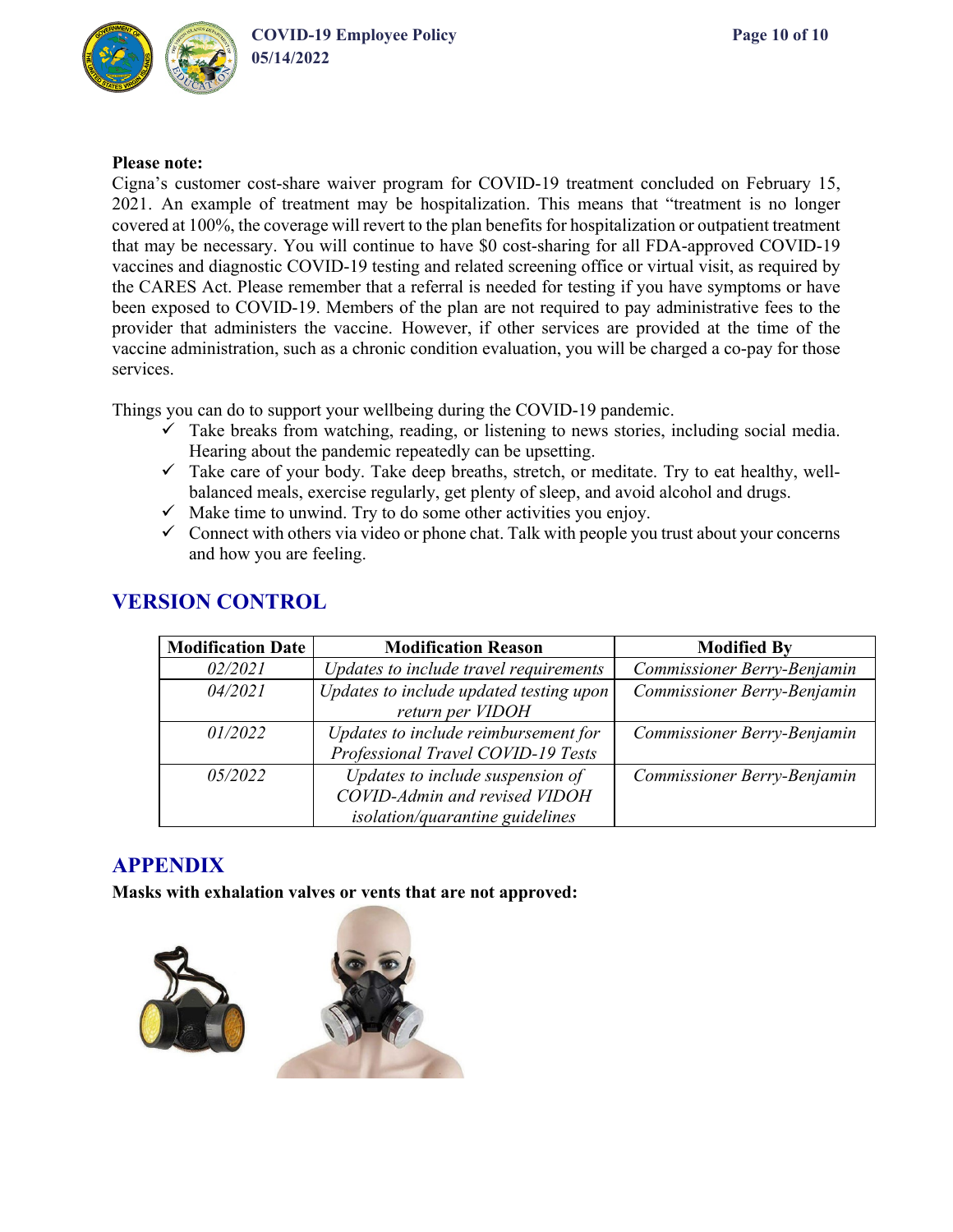**Please note:**
Cigna's customer cost-share waiver program for COVID-19 treatment concluded on February 15, 2021. An example of treatment may be hospitalization. This means that "treatment is no longer covered at 100%, the coverage will revert to the plan benefits for hospitalization or outpatient treatment that may be necessary. You will continue to have $0 cost-sharing for all FDA-approved COVID-19 vaccines and diagnostic COVID-19 testing and related screening office or virtual visit, as required by the CARES Act. Please remember that a referral is needed for testing if you have symptoms or have been exposed to COVID-19. Members of the plan are not required to pay administrative fees to the provider that administers the vaccine. However, if other services are provided at the time of the vaccine administration, such as a chronic condition evaluation, you will be charged a co-pay for those services.

Things you can do to support your wellbeing during the COVID-19 pandemic.

- ✓ Take breaks from watching, reading, or listening to news stories, including social media. Hearing about the pandemic repeatedly can be upsetting.
- ✓ Take care of your body. Take deep breaths, stretch, or meditate. Try to eat healthy, well-balanced meals, exercise regularly, get plenty of sleep, and avoid alcohol and drugs.
- ✓ Make time to unwind. Try to do some other activities you enjoy.
- ✓ Connect with others via video or phone chat. Talk with people you trust about your concerns and how you are feeling.

## VERSION CONTROL

| Modification Date | Modification Reason | Modified By |
|---|---|---|
| *02/2021* | *Updates to include travel requirements* | *Commissioner Berry-Benjamin* |
| *04/2021* | *Updates to include updated testing upon return per VIDOH* | *Commissioner Berry-Benjamin* |
| *01/2022* | *Updates to include reimbursement for Professional Travel COVID-19 Tests* | *Commissioner Berry-Benjamin* |
| *05/2022* | *Updates to include suspension of COVID-Admin and revised VIDOH isolation/quarantine guidelines* | *Commissioner Berry-Benjamin* |

## APPENDIX

**Masks with exhalation valves or vents that are not approved:**